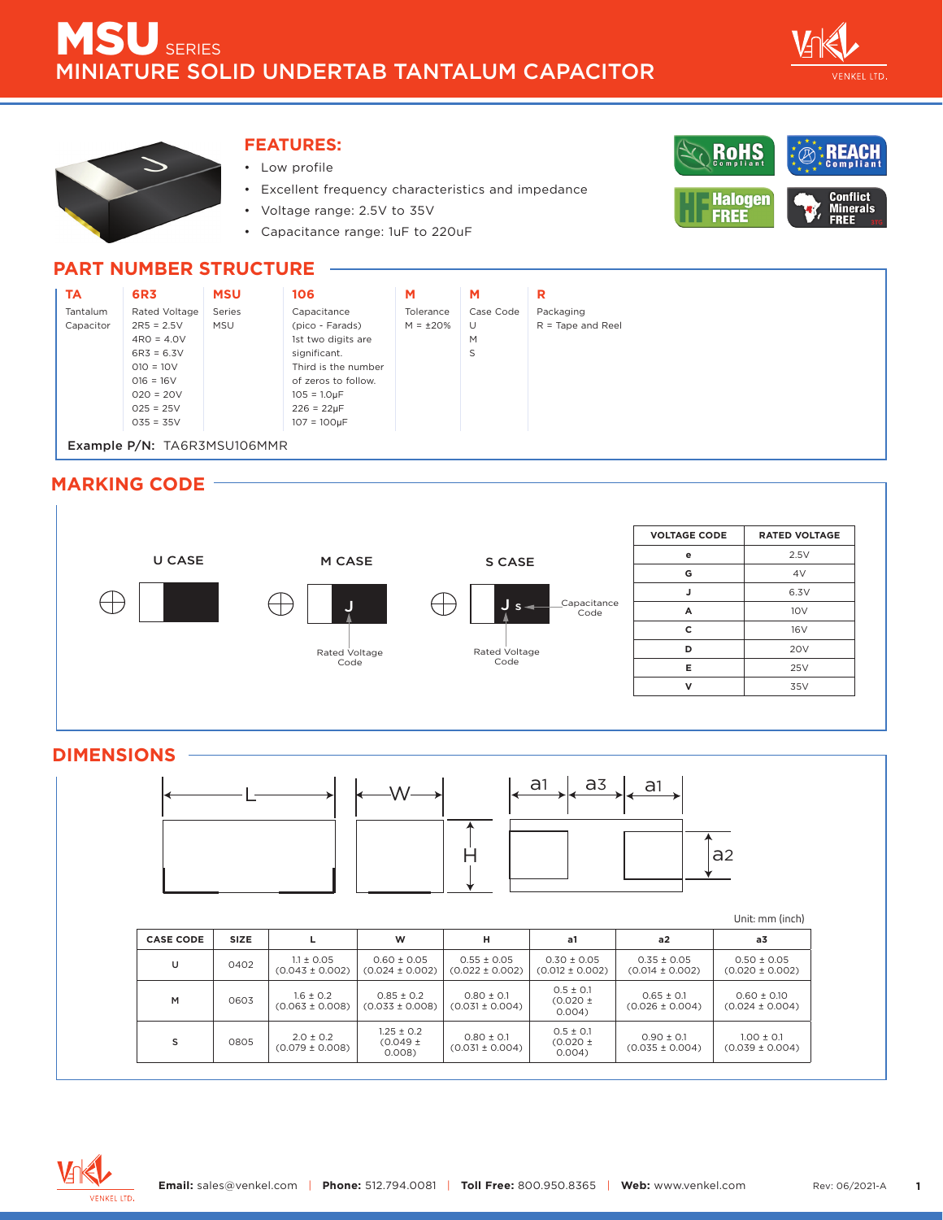# MSU SERIES

## MINIATURE SOLID UNDERTAB TANTALUM CAPACITOR

### FEATURES:

- Low profile
- Excellent frequency characteristics and impedance
- Voltage range: 2.5V to 35V
- Capacitance range: 1uF to 220uF

RoHS Compliant | REACH Compliant | HF Halogen FREE | Conflict Minerals FREE

## PART NUMBER STRUCTURE

| TA | 6R3 | MSU | 106 | M | M | R |
|---|---|---|---|---|---|---|
| Tantalum Capacitor | Rated Voltage<br>2R5 = 2.5V<br>4R0 = 4.0V<br>6R3 = 6.3V<br>010 = 10V<br>016 = 16V<br>020 = 20V<br>025 = 25V<br>035 = 35V | Series<br>MSU | Capacitance<br>(pico - Farads)<br>1st two digits are significant.<br>Third is the number of zeros to follow.<br>105 = 1.0µF<br>226 = 22µF<br>107 = 100µF | Tolerance<br>M = ±20% | Case Code<br>U<br>M<br>S | Packaging<br>R = Tape and Reel |

**Example P/N:** TA6R3MSU106MMR

## MARKING CODE

U CASE

M CASE — J (Rated Voltage Code)

S CASE — J s (Rated Voltage Code, Capacitance Code)

| VOLTAGE CODE | RATED VOLTAGE |
|---|---|
| e | 2.5V |
| G | 4V |
| J | 6.3V |
| A | 10V |
| C | 16V |
| D | 20V |
| E | 25V |
| V | 35V |

## DIMENSIONS

Unit: mm (inch)

| CASE CODE | SIZE | L | W | H | a1 | a2 | a3 |
|---|---|---|---|---|---|---|---|
| U | 0402 | 1.1 ± 0.05 (0.043 ± 0.002) | 0.60 ± 0.05 (0.024 ± 0.002) | 0.55 ± 0.05 (0.022 ± 0.002) | 0.30 ± 0.05 (0.012 ± 0.002) | 0.35 ± 0.05 (0.014 ± 0.002) | 0.50 ± 0.05 (0.020 ± 0.002) |
| M | 0603 | 1.6 ± 0.2 (0.063 ± 0.008) | 0.85 ± 0.2 (0.033 ± 0.008) | 0.80 ± 0.1 (0.031 ± 0.004) | 0.5 ± 0.1 (0.020 ± 0.004) | 0.65 ± 0.1 (0.026 ± 0.004) | 0.60 ± 0.10 (0.024 ± 0.004) |
| S | 0805 | 2.0 ± 0.2 (0.079 ± 0.008) | 1.25 ± 0.2 (0.049 ± 0.008) | 0.80 ± 0.1 (0.031 ± 0.004) | 0.5 ± 0.1 (0.020 ± 0.004) | 0.90 ± 0.1 (0.035 ± 0.004) | 1.00 ± 0.1 (0.039 ± 0.004) |

**Email:** sales@venkel.com | **Phone:** 512.794.0081 | **Toll Free:** 800.950.8365 | **Web:** www.venkel.com

Rev: 06/2021-A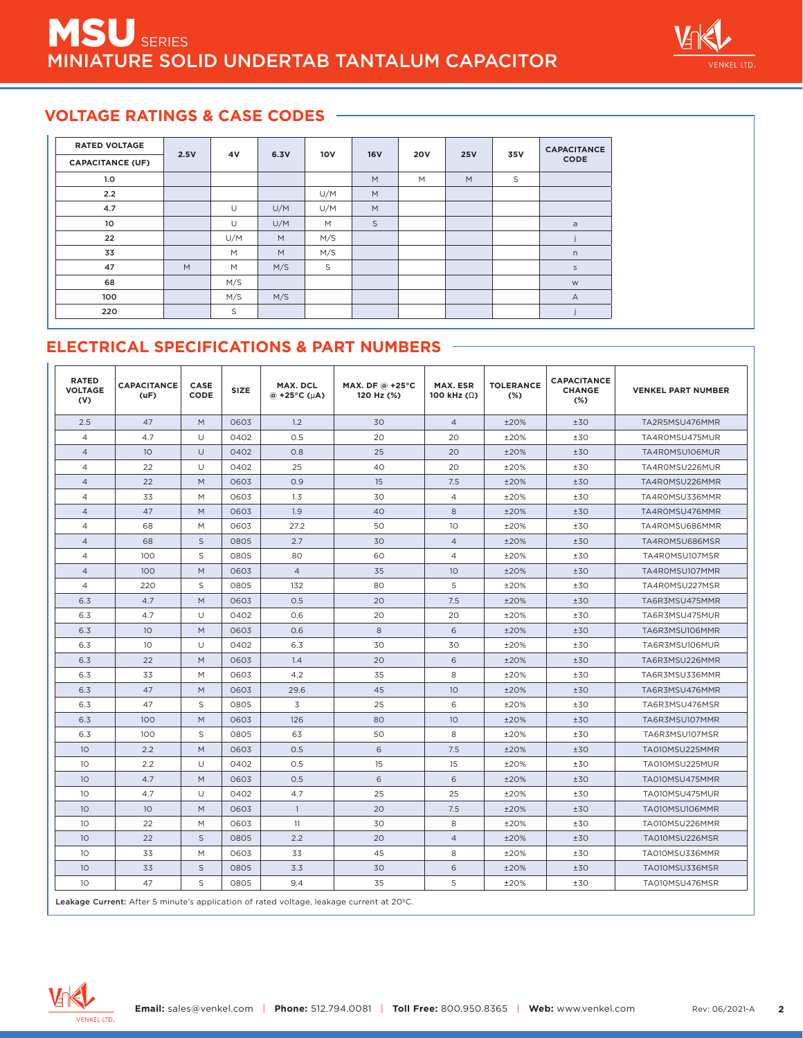# MSU SERIES
## MINIATURE SOLID UNDERTAB TANTALUM CAPACITOR

## VOLTAGE RATINGS & CASE CODES

| RATED VOLTAGE / CAPACITANCE (UF) | 2.5V | 4V | 6.3V | 10V | 16V | 20V | 25V | 35V | CAPACITANCE CODE |
|---|---|---|---|---|---|---|---|---|---|
| 1.0 | | | | | M | M | M | S | |
| 2.2 | | | | U/M | M | | | | |
| 4.7 | | U | U/M | U/M | M | | | | |
| 10 | | U | U/M | M | S | | | | a |
| 22 | | U/M | M | M/S | | | | | j |
| 33 | | M | M | M/S | | | | | n |
| 47 | M | M | M/S | S | | | | | s |
| 68 | | M/S | | | | | | | w |
| 100 | | M/S | M/S | | | | | | A |
| 220 | | S | | | | | | | j |

## ELECTRICAL SPECIFICATIONS & PART NUMBERS

| RATED VOLTAGE (V) | CAPACITANCE (uF) | CASE CODE | SIZE | MAX. DCL @ +25°C (μA) | MAX. DF @ +25°C 120 Hz (%) | MAX. ESR 100 kHz (Ω) | TOLERANCE (%) | CAPACITANCE CHANGE (%) | VENKEL PART NUMBER |
|---|---|---|---|---|---|---|---|---|---|
| 2.5 | 47 | M | 0603 | 1.2 | 30 | 4 | ±20% | ±30 | TA2R5MSU476MMR |
| 4 | 4.7 | U | 0402 | 0.5 | 20 | 20 | ±20% | ±30 | TA4R0MSU475MUR |
| 4 | 10 | U | 0402 | 0.8 | 25 | 20 | ±20% | ±30 | TA4R0MSU106MUR |
| 4 | 22 | U | 0402 | 25 | 40 | 20 | ±20% | ±30 | TA4R0MSU226MUR |
| 4 | 22 | M | 0603 | 0.9 | 15 | 7.5 | ±20% | ±30 | TA4R0MSU226MMR |
| 4 | 33 | M | 0603 | 1.3 | 30 | 4 | ±20% | ±30 | TA4R0MSU336MMR |
| 4 | 47 | M | 0603 | 1.9 | 40 | 8 | ±20% | ±30 | TA4R0MSU476MMR |
| 4 | 68 | M | 0603 | 27.2 | 50 | 10 | ±20% | ±30 | TA4R0MSU686MMR |
| 4 | 68 | S | 0805 | 2.7 | 30 | 4 | ±20% | ±30 | TA4R0MSU686MSR |
| 4 | 100 | S | 0805 | 80 | 60 | 4 | ±20% | ±30 | TA4R0MSU107MSR |
| 4 | 100 | M | 0603 | 4 | 35 | 10 | ±20% | ±30 | TA4R0MSU107MMR |
| 4 | 220 | S | 0805 | 132 | 80 | 5 | ±20% | ±30 | TA4R0MSU227MSR |
| 6.3 | 4.7 | M | 0603 | 0.5 | 20 | 7.5 | ±20% | ±30 | TA6R3MSU475MMR |
| 6.3 | 4.7 | U | 0402 | 0.6 | 20 | 20 | ±20% | ±30 | TA6R3MSU475MUR |
| 6.3 | 10 | M | 0603 | 0.6 | 8 | 6 | ±20% | ±30 | TA6R3MSU106MMR |
| 6.3 | 10 | U | 0402 | 6.3 | 30 | 30 | ±20% | ±30 | TA6R3MSU106MUR |
| 6.3 | 22 | M | 0603 | 1.4 | 20 | 6 | ±20% | ±30 | TA6R3MSU226MMR |
| 6.3 | 33 | M | 0603 | 4.2 | 35 | 8 | ±20% | ±30 | TA6R3MSU336MMR |
| 6.3 | 47 | M | 0603 | 29.6 | 45 | 10 | ±20% | ±30 | TA6R3MSU476MMR |
| 6.3 | 47 | S | 0805 | 3 | 25 | 6 | ±20% | ±30 | TA6R3MSU476MSR |
| 6.3 | 100 | M | 0603 | 126 | 80 | 10 | ±20% | ±30 | TA6R3MSU107MMR |
| 6.3 | 100 | S | 0805 | 63 | 50 | 8 | ±20% | ±30 | TA6R3MSU107MSR |
| 10 | 2.2 | M | 0603 | 0.5 | 6 | 7.5 | ±20% | ±30 | TA010MSU225MMR |
| 10 | 2.2 | U | 0402 | 0.5 | 15 | 15 | ±20% | ±30 | TA010MSU225MUR |
| 10 | 4.7 | M | 0603 | 0.5 | 6 | 6 | ±20% | ±30 | TA010MSU475MMR |
| 10 | 4.7 | U | 0402 | 4.7 | 25 | 25 | ±20% | ±30 | TA010MSU475MUR |
| 10 | 10 | M | 0603 | 1 | 20 | 7.5 | ±20% | ±30 | TA010MSU106MMR |
| 10 | 22 | M | 0603 | 11 | 30 | 8 | ±20% | ±30 | TA010MSU226MMR |
| 10 | 22 | S | 0805 | 2.2 | 20 | 4 | ±20% | ±30 | TA010MSU226MSR |
| 10 | 33 | M | 0603 | 33 | 45 | 8 | ±20% | ±30 | TA010MSU336MMR |
| 10 | 33 | S | 0805 | 3.3 | 30 | 6 | ±20% | ±30 | TA010MSU336MSR |
| 10 | 47 | S | 0805 | 9.4 | 35 | 5 | ±20% | ±30 | TA010MSU476MSR |

**Leakage Current:** After 5 minute's application of rated voltage, leakage current at 20ºC.

**Email:** sales@venkel.com | **Phone:** 512.794.0081 | **Toll Free:** 800.950.8365 | **Web:** www.venkel.com Rev: 06/2021-A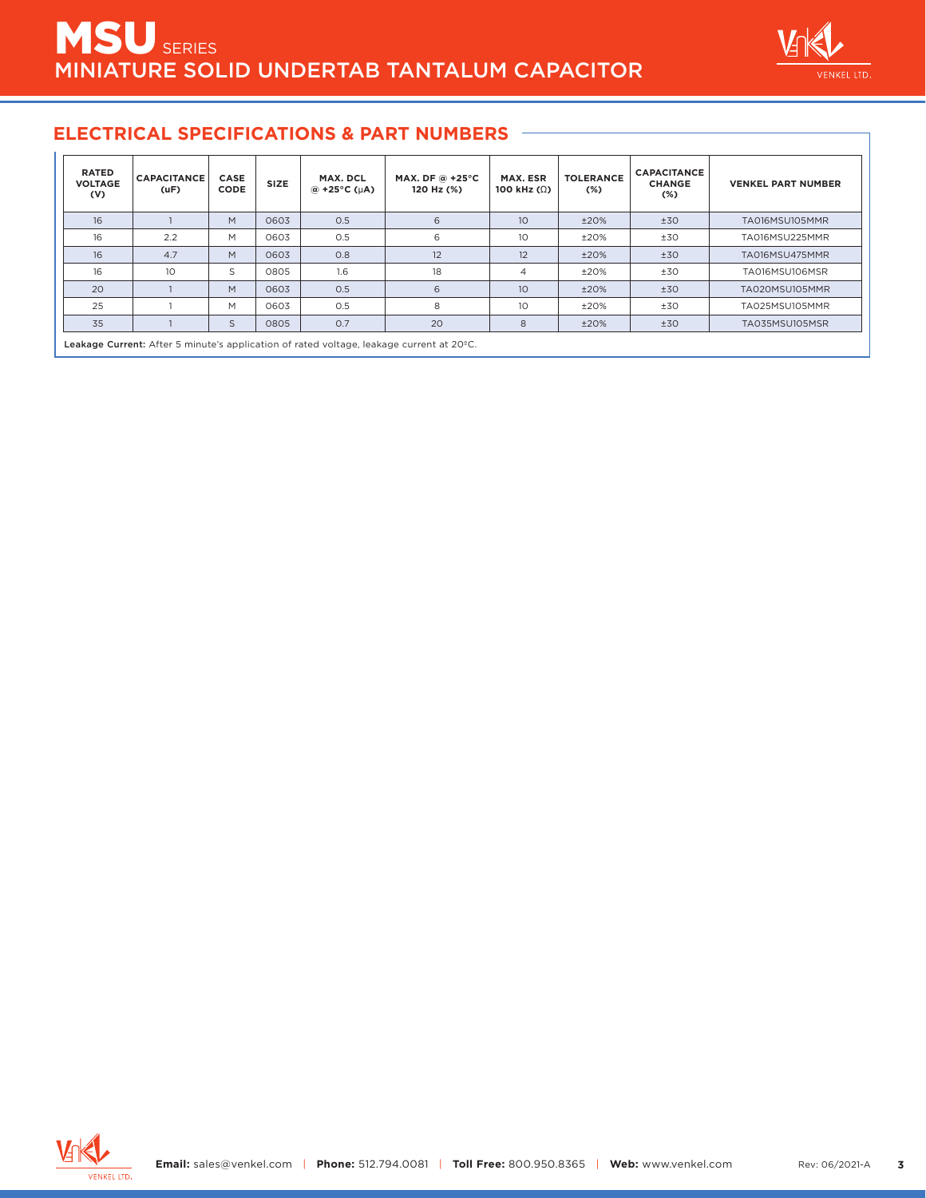## ELECTRICAL SPECIFICATIONS & PART NUMBERS

| RATED VOLTAGE (V) | CAPACITANCE (uF) | CASE CODE | SIZE | MAX. DCL @ +25°C (μA) | MAX. DF @ +25°C 120 Hz (%) | MAX. ESR 100 kHz (Ω) | TOLERANCE (%) | CAPACITANCE CHANGE (%) | VENKEL PART NUMBER |
|---|---|---|---|---|---|---|---|---|---|
| 16 | 1 | M | 0603 | 0.5 | 6 | 10 | ±20% | ±30 | TA016MSU105MMR |
| 16 | 2.2 | M | 0603 | 0.5 | 6 | 10 | ±20% | ±30 | TA016MSU225MMR |
| 16 | 4.7 | M | 0603 | 0.8 | 12 | 12 | ±20% | ±30 | TA016MSU475MMR |
| 16 | 10 | S | 0805 | 1.6 | 18 | 4 | ±20% | ±30 | TA016MSU106MSR |
| 20 | 1 | M | 0603 | 0.5 | 6 | 10 | ±20% | ±30 | TA020MSU105MMR |
| 25 | 1 | M | 0603 | 0.5 | 8 | 10 | ±20% | ±30 | TA025MSU105MMR |
| 35 | 1 | S | 0805 | 0.7 | 20 | 8 | ±20% | ±30 | TA035MSU105MSR |

**Leakage Current:** After 5 minute's application of rated voltage, leakage current at 20ºC.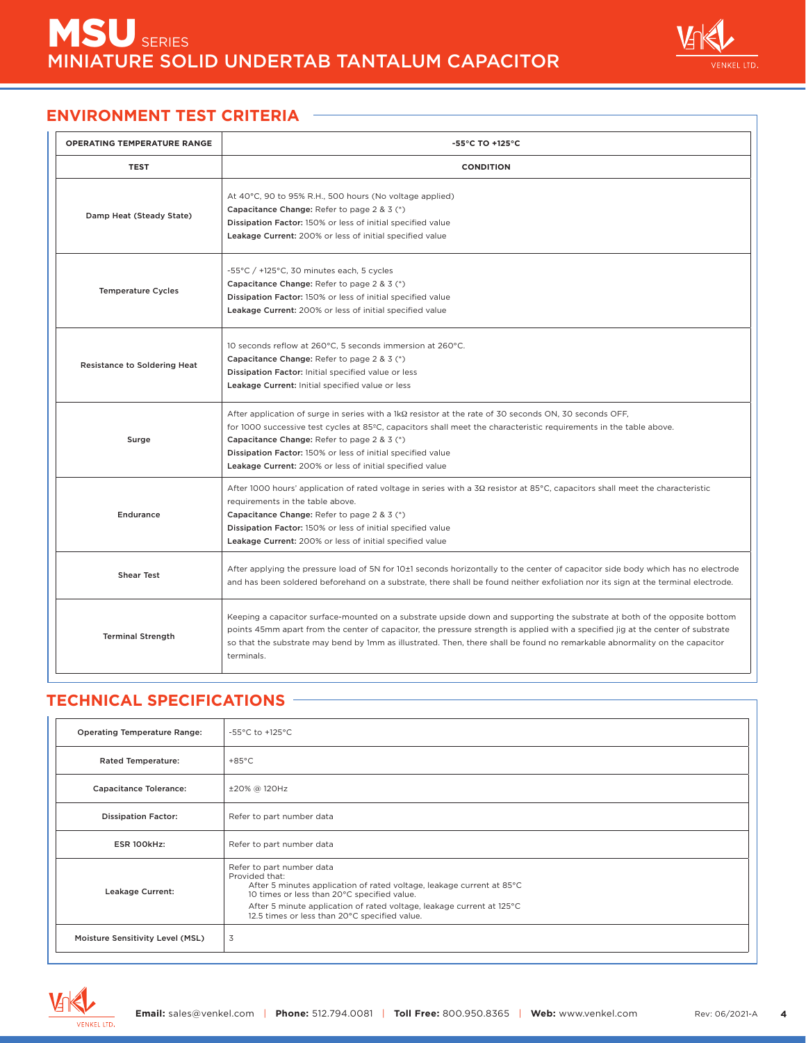# MSU SERIES
## MINIATURE SOLID UNDERTAB TANTALUM CAPACITOR

## ENVIRONMENT TEST CRITERIA

| OPERATING TEMPERATURE RANGE | -55°C TO +125°C |
|---|---|
| **TEST** | **CONDITION** |
| Damp Heat (Steady State) | At 40°C, 90 to 95% R.H., 500 hours (No voltage applied)<br>**Capacitance Change:** Refer to page 2 & 3 (*)<br>**Dissipation Factor:** 150% or less of initial specified value<br>**Leakage Current:** 200% or less of initial specified value |
| Temperature Cycles | -55°C / +125°C, 30 minutes each, 5 cycles<br>**Capacitance Change:** Refer to page 2 & 3 (*)<br>**Dissipation Factor:** 150% or less of initial specified value<br>**Leakage Current:** 200% or less of initial specified value |
| Resistance to Soldering Heat | 10 seconds reflow at 260°C, 5 seconds immersion at 260°C.<br>**Capacitance Change:** Refer to page 2 & 3 (*)<br>**Dissipation Factor:** Initial specified value or less<br>**Leakage Current:** Initial specified value or less |
| Surge | After application of surge in series with a 1kΩ resistor at the rate of 30 seconds ON, 30 seconds OFF, for 1000 successive test cycles at 85°C, capacitors shall meet the characteristic requirements in the table above.<br>**Capacitance Change:** Refer to page 2 & 3 (*)<br>**Dissipation Factor:** 150% or less of initial specified value<br>**Leakage Current:** 200% or less of initial specified value |
| Endurance | After 1000 hours' application of rated voltage in series with a 3Ω resistor at 85°C, capacitors shall meet the characteristic requirements in the table above.<br>**Capacitance Change:** Refer to page 2 & 3 (*)<br>**Dissipation Factor:** 150% or less of initial specified value<br>**Leakage Current:** 200% or less of initial specified value |
| Shear Test | After applying the pressure load of 5N for 10±1 seconds horizontally to the center of capacitor side body which has no electrode and has been soldered beforehand on a substrate, there shall be found neither exfoliation nor its sign at the terminal electrode. |
| Terminal Strength | Keeping a capacitor surface-mounted on a substrate upside down and supporting the substrate at both of the opposite bottom points 45mm apart from the center of capacitor, the pressure strength is applied with a specified jig at the center of substrate so that the substrate may bend by 1mm as illustrated. Then, there shall be found no remarkable abnormality on the capacitor terminals. |

## TECHNICAL SPECIFICATIONS

| Operating Temperature Range: | -55°C to +125°C |
|---|---|
| Rated Temperature: | +85°C |
| Capacitance Tolerance: | ±20% @ 120Hz |
| Dissipation Factor: | Refer to part number data |
| ESR 100kHz: | Refer to part number data |
| Leakage Current: | Refer to part number data<br>Provided that:<br>After 5 minutes application of rated voltage, leakage current at 85°C 10 times or less than 20°C specified value.<br>After 5 minute application of rated voltage, leakage current at 125°C 12.5 times or less than 20°C specified value. |
| Moisture Sensitivity Level (MSL) | 3 |

**Email:** sales@venkel.com | **Phone:** 512.794.0081 | **Toll Free:** 800.950.8365 | **Web:** www.venkel.com

Rev: 06/2021-A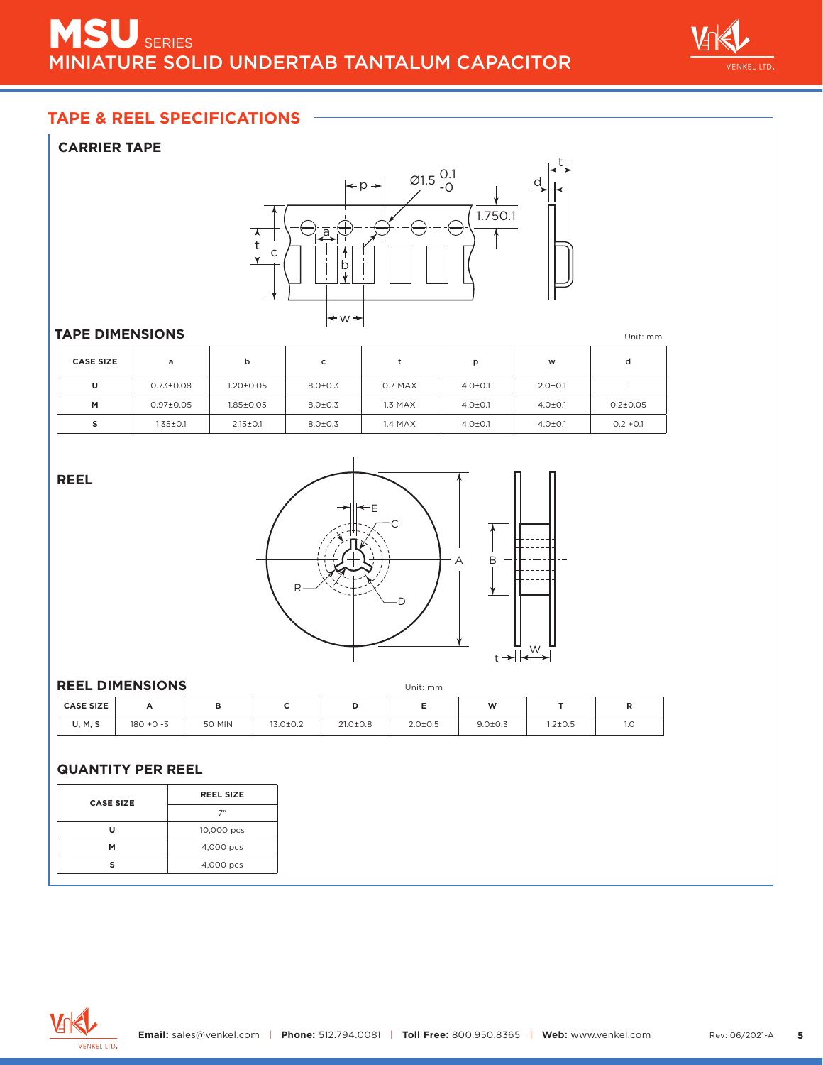# MSU SERIES
## MINIATURE SOLID UNDERTAB TANTALUM CAPACITOR

## TAPE & REEL SPECIFICATIONS

### CARRIER TAPE

p
Ø1.5 0.1 -0
t
d
1.750.1
a
t
c
b
w

### TAPE DIMENSIONS

Unit: mm

| CASE SIZE | a | b | c | t | p | w | d |
|---|---|---|---|---|---|---|---|
| U | 0.73±0.08 | 1.20±0.05 | 8.0±0.3 | 0.7 MAX | 4.0±0.1 | 2.0±0.1 | - |
| M | 0.97±0.05 | 1.85±0.05 | 8.0±0.3 | 1.3 MAX | 4.0±0.1 | 4.0±0.1 | 0.2±0.05 |
| S | 1.35±0.1 | 2.15±0.1 | 8.0±0.3 | 1.4 MAX | 4.0±0.1 | 4.0±0.1 | 0.2 +0.1 |

### REEL

E
C
A
B
R
D
t
W

### REEL DIMENSIONS

Unit: mm

| CASE SIZE | A | B | C | D | E | W | T | R |
|---|---|---|---|---|---|---|---|---|
| U, M, S | 180 +0 -3 | 50 MIN | 13.0±0.2 | 21.0±0.8 | 2.0±0.5 | 9.0±0.3 | 1.2±0.5 | 1.0 |

### QUANTITY PER REEL

| CASE SIZE | REEL SIZE |
|---|---|
| | 7" |
| U | 10,000 pcs |
| M | 4,000 pcs |
| S | 4,000 pcs |

**Email:** sales@venkel.com | **Phone:** 512.794.0081 | **Toll Free:** 800.950.8365 | **Web:** www.venkel.com

Rev: 06/2021-A